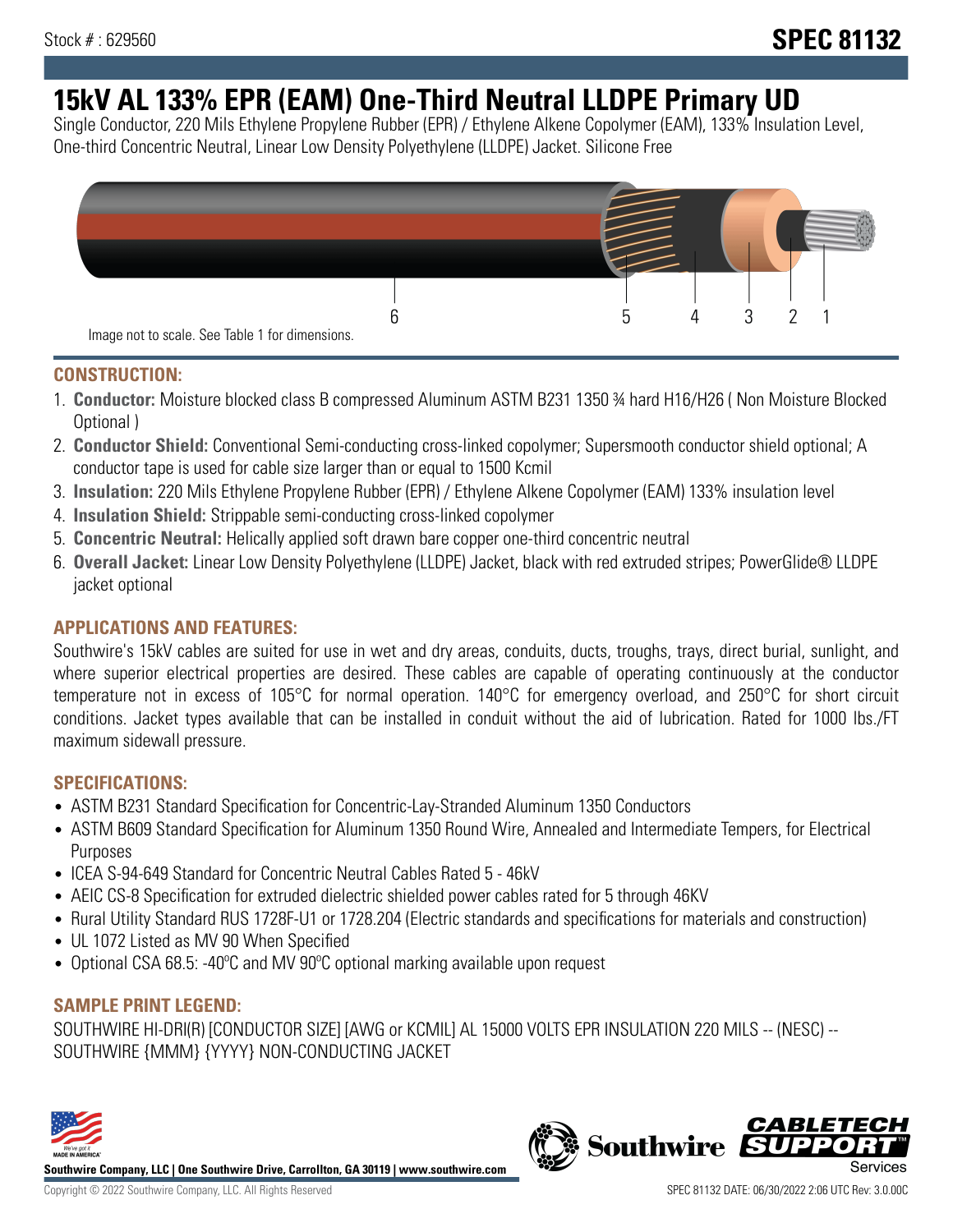Stock # : 629560

# SPEC 81132

# 15kV AL 133% EPR (EAM) One-Third Neutral LLDPE Primary UD

Single Conductor, 220 Mils Ethylene Propylene Rubber (EPR) / Ethylene Alkene Copolymer (EAM), 133% Insulation Level, One-third Concentric Neutral, Linear Low Density Polyethylene (LLDPE) Jacket. Silicone Free

6 5 4 3 2 1

Image not to scale. See Table 1 for dimensions.

## CONSTRUCTION:

1. **Conductor:** Moisture blocked class B compressed Aluminum ASTM B231 1350 ¾ hard H16/H26 ( Non Moisture Blocked Optional )
2. **Conductor Shield:** Conventional Semi-conducting cross-linked copolymer; Supersmooth conductor shield optional; A conductor tape is used for cable size larger than or equal to 1500 Kcmil
3. **Insulation:** 220 Mils Ethylene Propylene Rubber (EPR) / Ethylene Alkene Copolymer (EAM) 133% insulation level
4. **Insulation Shield:** Strippable semi-conducting cross-linked copolymer
5. **Concentric Neutral:** Helically applied soft drawn bare copper one-third concentric neutral
6. **Overall Jacket:** Linear Low Density Polyethylene (LLDPE) Jacket, black with red extruded stripes; PowerGlide® LLDPE jacket optional

## APPLICATIONS AND FEATURES:

Southwire's 15kV cables are suited for use in wet and dry areas, conduits, ducts, troughs, trays, direct burial, sunlight, and where superior electrical properties are desired. These cables are capable of operating continuously at the conductor temperature not in excess of 105°C for normal operation. 140°C for emergency overload, and 250°C for short circuit conditions. Jacket types available that can be installed in conduit without the aid of lubrication. Rated for 1000 lbs./FT maximum sidewall pressure.

## SPECIFICATIONS:

- ASTM B231 Standard Specification for Concentric-Lay-Stranded Aluminum 1350 Conductors
- ASTM B609 Standard Specification for Aluminum 1350 Round Wire, Annealed and Intermediate Tempers, for Electrical Purposes
- ICEA S-94-649 Standard for Concentric Neutral Cables Rated 5 - 46kV
- AEIC CS-8 Specification for extruded dielectric shielded power cables rated for 5 through 46KV
- Rural Utility Standard RUS 1728F-U1 or 1728.204 (Electric standards and specifications for materials and construction)
- UL 1072 Listed as MV 90 When Specified
- Optional CSA 68.5: -40ºC and MV 90ºC optional marking available upon request

## SAMPLE PRINT LEGEND:

SOUTHWIRE HI-DRI(R) [CONDUCTOR SIZE] [AWG or KCMIL] AL 15000 VOLTS EPR INSULATION 220 MILS -- (NESC) -- SOUTHWIRE {MMM} {YYYY} NON-CONDUCTING JACKET

**Southwire Company, LLC | One Southwire Drive, Carrollton, GA 30119 | www.southwire.com**

Copyright © 2022 Southwire Company, LLC. All Rights Reserved

SPEC 81132 DATE: 06/30/2022 2:06 UTC Rev: 3.0.00C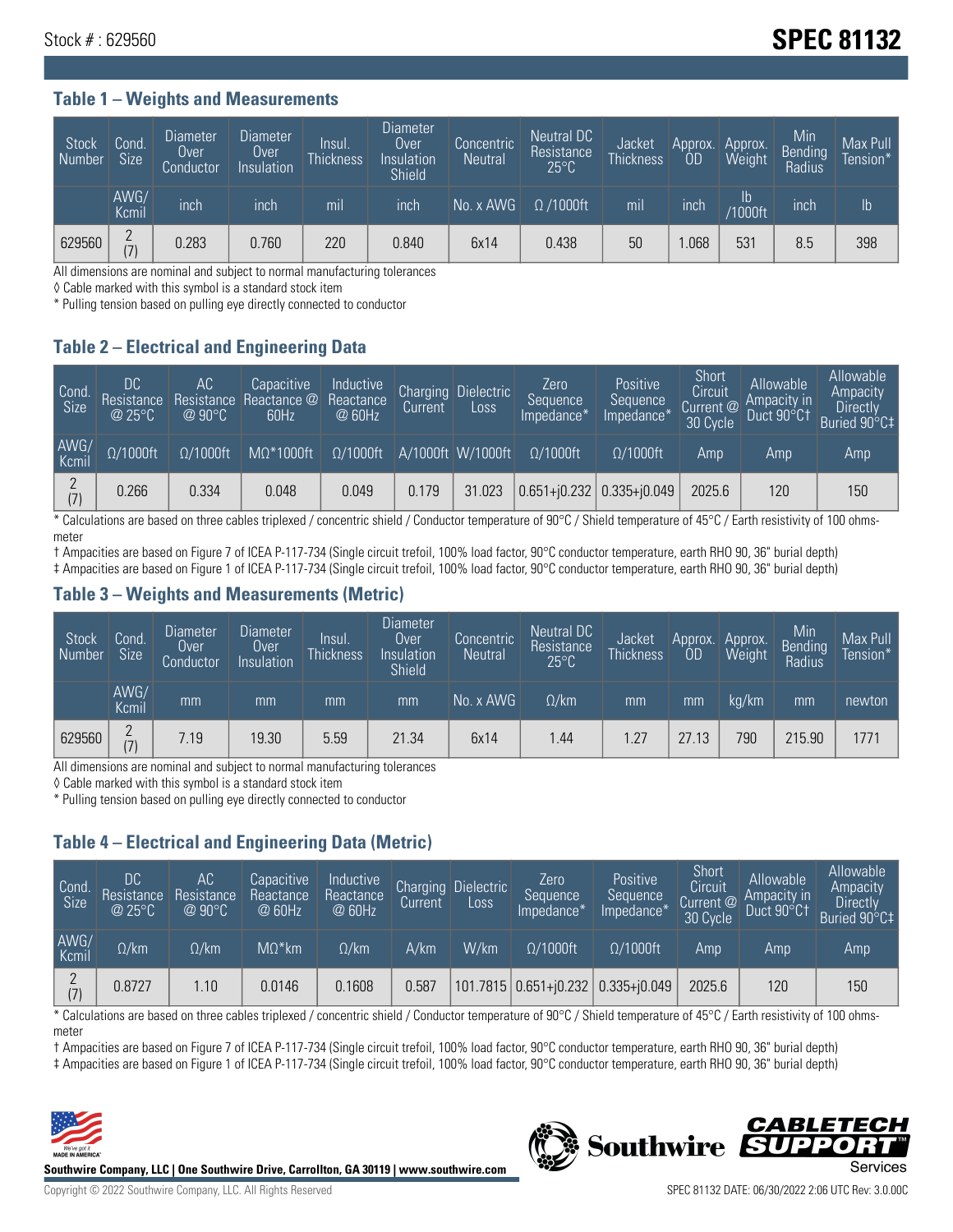Stock # : 629560

# SPEC 81132

## Table 1 – Weights and Measurements

| Stock Number | Cond. Size | Diameter Over Conductor | Diameter Over Insulation | Insul. Thickness | Diameter Over Insulation Shield | Concentric Neutral | Neutral DC Resistance 25°C | Jacket Thickness | Approx. OD | Approx. Weight | Min Bending Radius | Max Pull Tension* |
|---|---|---|---|---|---|---|---|---|---|---|---|---|
| | AWG/ Kcmil | inch | inch | mil | inch | No. x AWG | Ω /1000ft | mil | inch | lb /1000ft | inch | lb |
| 629560 | 2 (7) | 0.283 | 0.760 | 220 | 0.840 | 6x14 | 0.438 | 50 | 1.068 | 531 | 8.5 | 398 |

All dimensions are nominal and subject to normal manufacturing tolerances

◊ Cable marked with this symbol is a standard stock item

* Pulling tension based on pulling eye directly connected to conductor

## Table 2 – Electrical and Engineering Data

| Cond. Size | DC Resistance @ 25°C | AC Resistance @ 90°C | Capacitive Reactance @ 60Hz | Inductive Reactance @ 60Hz | Charging Current | Dielectric Loss | Zero Sequence Impedance* | Positive Sequence Impedance* | Short Circuit Current @ 30 Cycle | Allowable Ampacity in Duct 90°C† | Allowable Ampacity Directly Buried 90°C‡ |
|---|---|---|---|---|---|---|---|---|---|---|---|
| AWG/ Kcmil | Ω/1000ft | Ω/1000ft | MΩ*1000ft | Ω/1000ft | A/1000ft | W/1000ft | Ω/1000ft | Ω/1000ft | Amp | Amp | Amp |
| 2 (7) | 0.266 | 0.334 | 0.048 | 0.049 | 0.179 | 31.023 | 0.651+j0.232 | 0.335+j0.049 | 2025.6 | 120 | 150 |

* Calculations are based on three cables triplexed / concentric shield / Conductor temperature of 90°C / Shield temperature of 45°C / Earth resistivity of 100 ohms-meter

† Ampacities are based on Figure 7 of ICEA P-117-734 (Single circuit trefoil, 100% load factor, 90°C conductor temperature, earth RHO 90, 36" burial depth)

‡ Ampacities are based on Figure 1 of ICEA P-117-734 (Single circuit trefoil, 100% load factor, 90°C conductor temperature, earth RHO 90, 36" burial depth)

## Table 3 – Weights and Measurements (Metric)

| Stock Number | Cond. Size | Diameter Over Conductor | Diameter Over Insulation | Insul. Thickness | Diameter Over Insulation Shield | Concentric Neutral | Neutral DC Resistance 25°C | Jacket Thickness | Approx. OD | Approx. Weight | Min Bending Radius | Max Pull Tension* |
|---|---|---|---|---|---|---|---|---|---|---|---|---|
| | AWG/ Kcmil | mm | mm | mm | mm | No. x AWG | Ω/km | mm | mm | kg/km | mm | newton |
| 629560 | 2 (7) | 7.19 | 19.30 | 5.59 | 21.34 | 6x14 | 1.44 | 1.27 | 27.13 | 790 | 215.90 | 1771 |

All dimensions are nominal and subject to normal manufacturing tolerances

◊ Cable marked with this symbol is a standard stock item

* Pulling tension based on pulling eye directly connected to conductor

## Table 4 – Electrical and Engineering Data (Metric)

| Cond. Size | DC Resistance @ 25°C | AC Resistance @ 90°C | Capacitive Reactance @ 60Hz | Inductive Reactance @ 60Hz | Charging Current | Dielectric Loss | Zero Sequence Impedance* | Positive Sequence Impedance* | Short Circuit Current @ 30 Cycle | Allowable Ampacity in Duct 90°C† | Allowable Ampacity Directly Buried 90°C‡ |
|---|---|---|---|---|---|---|---|---|---|---|---|
| AWG/ Kcmil | Ω/km | Ω/km | MΩ*km | Ω/km | A/km | W/km | Ω/1000ft | Ω/1000ft | Amp | Amp | Amp |
| 2 (7) | 0.8727 | 1.10 | 0.0146 | 0.1608 | 0.587 | 101.7815 | 0.651+j0.232 | 0.335+j0.049 | 2025.6 | 120 | 150 |

* Calculations are based on three cables triplexed / concentric shield / Conductor temperature of 90°C / Shield temperature of 45°C / Earth resistivity of 100 ohms-meter

† Ampacities are based on Figure 7 of ICEA P-117-734 (Single circuit trefoil, 100% load factor, 90°C conductor temperature, earth RHO 90, 36" burial depth)

‡ Ampacities are based on Figure 1 of ICEA P-117-734 (Single circuit trefoil, 100% load factor, 90°C conductor temperature, earth RHO 90, 36" burial depth)

Southwire Company, LLC | One Southwire Drive, Carrollton, GA 30119 | www.southwire.com

Copyright © 2022 Southwire Company, LLC. All Rights Reserved

SPEC 81132 DATE: 06/30/2022 2:06 UTC Rev: 3.0.00C